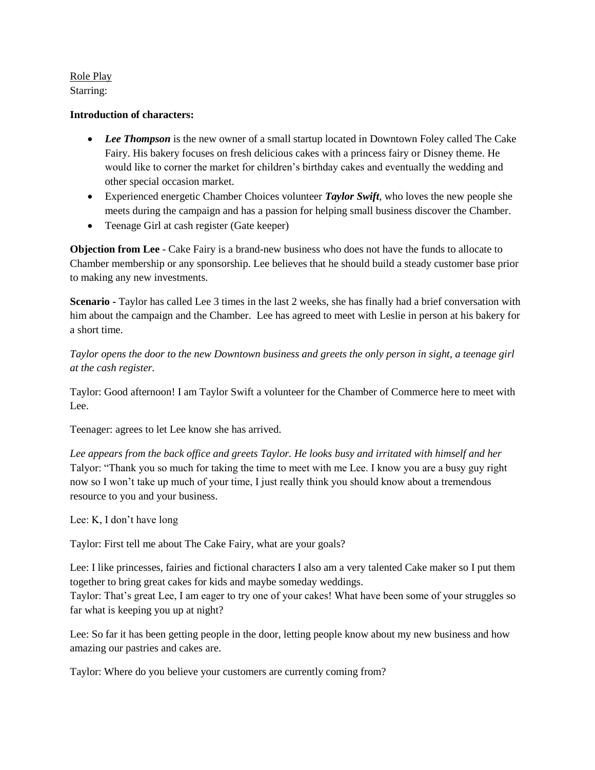<u>Role Play</u>
Starring:

**Introduction of characters:**

- ***Lee Thompson*** is the new owner of a small startup located in Downtown Foley called The Cake Fairy. His bakery focuses on fresh delicious cakes with a princess fairy or Disney theme. He would like to corner the market for children's birthday cakes and eventually the wedding and other special occasion market.
- Experienced energetic Chamber Choices volunteer ***Taylor Swift***, who loves the new people she meets during the campaign and has a passion for helping small business discover the Chamber.
- Teenage Girl at cash register (Gate keeper)

**Objection from Lee** - Cake Fairy is a brand-new business who does not have the funds to allocate to Chamber membership or any sponsorship. Lee believes that he should build a steady customer base prior to making any new investments.

**Scenario -** Taylor has called Lee 3 times in the last 2 weeks, she has finally had a brief conversation with him about the campaign and the Chamber. Lee has agreed to meet with Leslie in person at his bakery for a short time.

*Taylor opens the door to the new Downtown business and greets the only person in sight, a teenage girl at the cash register.*

Taylor: Good afternoon! I am Taylor Swift a volunteer for the Chamber of Commerce here to meet with Lee.

Teenager: agrees to let Lee know she has arrived.

*Lee appears from the back office and greets Taylor. He looks busy and irritated with himself and her*
Talyor: "Thank you so much for taking the time to meet with me Lee. I know you are a busy guy right now so I won't take up much of your time, I just really think you should know about a tremendous resource to you and your business.

Lee: K, I don't have long

Taylor: First tell me about The Cake Fairy, what are your goals?

Lee: I like princesses, fairies and fictional characters I also am a very talented Cake maker so I put them together to bring great cakes for kids and maybe someday weddings.
Taylor: That's great Lee, I am eager to try one of your cakes! What have been some of your struggles so far what is keeping you up at night?

Lee: So far it has been getting people in the door, letting people know about my new business and how amazing our pastries and cakes are.

Taylor: Where do you believe your customers are currently coming from?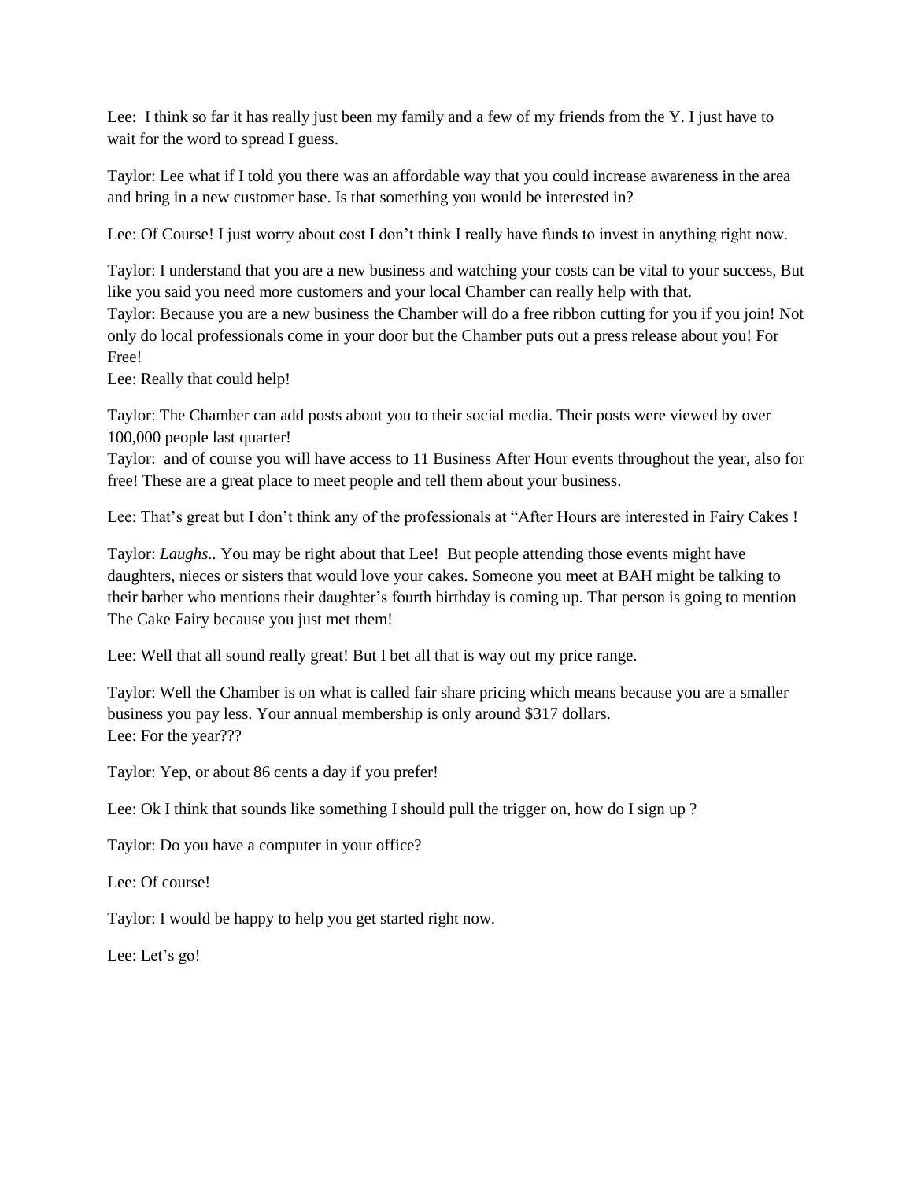Lee: I think so far it has really just been my family and a few of my friends from the Y. I just have to wait for the word to spread I guess.

Taylor: Lee what if I told you there was an affordable way that you could increase awareness in the area and bring in a new customer base. Is that something you would be interested in?

Lee: Of Course! I just worry about cost I don't think I really have funds to invest in anything right now.

Taylor: I understand that you are a new business and watching your costs can be vital to your success, But like you said you need more customers and your local Chamber can really help with that.
Taylor: Because you are a new business the Chamber will do a free ribbon cutting for you if you join! Not only do local professionals come in your door but the Chamber puts out a press release about you! For Free!
Lee: Really that could help!

Taylor: The Chamber can add posts about you to their social media. Their posts were viewed by over 100,000 people last quarter!
Taylor: and of course you will have access to 11 Business After Hour events throughout the year, also for free! These are a great place to meet people and tell them about your business.

Lee: That's great but I don't think any of the professionals at "After Hours are interested in Fairy Cakes !

Taylor: *Laughs..* You may be right about that Lee! But people attending those events might have daughters, nieces or sisters that would love your cakes. Someone you meet at BAH might be talking to their barber who mentions their daughter's fourth birthday is coming up. That person is going to mention The Cake Fairy because you just met them!

Lee: Well that all sound really great! But I bet all that is way out my price range.

Taylor: Well the Chamber is on what is called fair share pricing which means because you are a smaller business you pay less. Your annual membership is only around $317 dollars.
Lee: For the year???

Taylor: Yep, or about 86 cents a day if you prefer!

Lee: Ok I think that sounds like something I should pull the trigger on, how do I sign up ?

Taylor: Do you have a computer in your office?

Lee: Of course!

Taylor: I would be happy to help you get started right now.

Lee: Let's go!